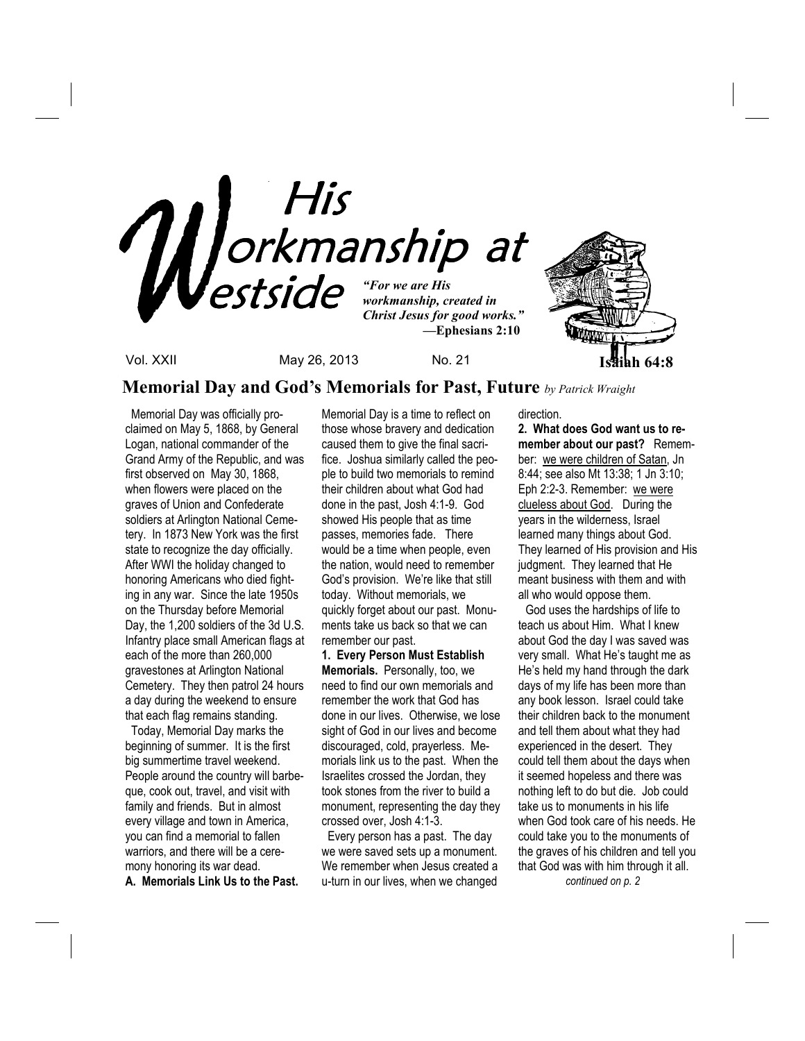# His Workmanship at Westside

*"For we are His workmanship, created in Christ Jesus for good works."*
**—Ephesians 2:10**

**Isaiah 64:8**

Vol. XXII May 26, 2013 No. 21

## Memorial Day and God's Memorials for Past, Future *by Patrick Wraight*

Memorial Day was officially proclaimed on May 5, 1868, by General Logan, national commander of the Grand Army of the Republic, and was first observed on May 30, 1868, when flowers were placed on the graves of Union and Confederate soldiers at Arlington National Cemetery. In 1873 New York was the first state to recognize the day officially. After WWI the holiday changed to honoring Americans who died fighting in any war. Since the late 1950s on the Thursday before Memorial Day, the 1,200 soldiers of the 3d U.S. Infantry place small American flags at each of the more than 260,000 gravestones at Arlington National Cemetery. They then patrol 24 hours a day during the weekend to ensure that each flag remains standing.

Today, Memorial Day marks the beginning of summer. It is the first big summertime travel weekend. People around the country will barbeque, cook out, travel, and visit with family and friends. But in almost every village and town in America, you can find a memorial to fallen warriors, and there will be a ceremony honoring its war dead.

**A. Memorials Link Us to the Past.** Memorial Day is a time to reflect on those whose bravery and dedication caused them to give the final sacrifice. Joshua similarly called the people to build two memorials to remind their children about what God had done in the past, Josh 4:1-9. God showed His people that as time passes, memories fade. There would be a time when people, even the nation, would need to remember God's provision. We're like that still today. Without memorials, we quickly forget about our past. Monuments take us back so that we can remember our past.

**1. Every Person Must Establish Memorials.** Personally, too, we need to find our own memorials and remember the work that God has done in our lives. Otherwise, we lose sight of God in our lives and become discouraged, cold, prayerless. Memorials link us to the past. When the Israelites crossed the Jordan, they took stones from the river to build a monument, representing the day they crossed over, Josh 4:1-3.

Every person has a past. The day we were saved sets up a monument. We remember when Jesus created a u-turn in our lives, when we changed direction.

**2. What does God want us to remember about our past?** Remember: we were children of Satan, Jn 8:44; see also Mt 13:38; 1 Jn 3:10; Eph 2:2-3. Remember: we were clueless about God. During the years in the wilderness, Israel learned many things about God. They learned of His provision and His judgment. They learned that He meant business with them and with all who would oppose them.

God uses the hardships of life to teach us about Him. What I knew about God the day I was saved was very small. What He's taught me as He's held my hand through the dark days of my life has been more than any book lesson. Israel could take their children back to the monument and tell them about what they had experienced in the desert. They could tell them about the days when it seemed hopeless and there was nothing left to do but die. Job could take us to monuments in his life when God took care of his needs. He could take you to the monuments of the graves of his children and tell you that God was with him through it all.

*continued on p. 2*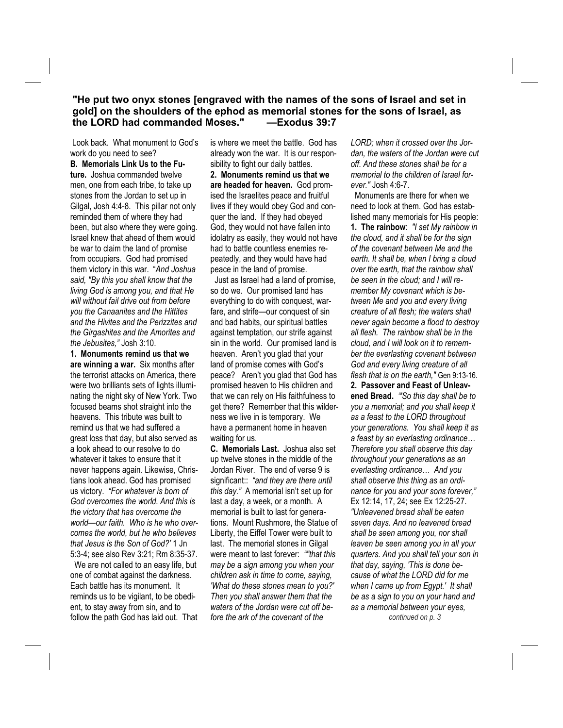**"He put two onyx stones [engraved with the names of the sons of Israel and set in gold] on the shoulders of the ephod as memorial stones for the sons of Israel, as the LORD had commanded Moses." —Exodus 39:7**

Look back. What monument to God's work do you need to see?

**B. Memorials Link Us to the Future.** Joshua commanded twelve men, one from each tribe, to take up stones from the Jordan to set up in Gilgal, Josh 4:4-8. This pillar not only reminded them of where they had been, but also where they were going. Israel knew that ahead of them would be war to claim the land of promise from occupiers. God had promised them victory in this war. "*And Joshua said, "By this you shall know that the living God is among you, and that He will without fail drive out from before you the Canaanites and the Hittites and the Hivites and the Perizzites and the Girgashites and the Amorites and the Jebusites,"* Josh 3:10.

**1. Monuments remind us that we are winning a war.** Six months after the terrorist attacks on America, there were two brilliants sets of lights illuminating the night sky of New York. Two focused beams shot straight into the heavens. This tribute was built to remind us that we had suffered a great loss that day, but also served as a look ahead to our resolve to do whatever it takes to ensure that it never happens again. Likewise, Christians look ahead. God has promised us victory. *"For whatever is born of God overcomes the world. And this is the victory that has overcome the world—our faith. Who is he who overcomes the world, but he who believes that Jesus is the Son of God?'* 1 Jn 5:3-4; see also Rev 3:21; Rm 8:35-37.

We are not called to an easy life, but one of combat against the darkness. Each battle has its monument. It reminds us to be vigilant, to be obedient, to stay away from sin, and to follow the path God has laid out. That is where we meet the battle. God has already won the war. It is our responsibility to fight our daily battles.

**2. Monuments remind us that we are headed for heaven.** God promised the Israelites peace and fruitful lives if they would obey God and conquer the land. If they had obeyed God, they would not have fallen into idolatry as easily, they would not have had to battle countless enemies repeatedly, and they would have had peace in the land of promise.

Just as Israel had a land of promise, so do we. Our promised land has everything to do with conquest, warfare, and strife—our conquest of sin and bad habits, our spiritual battles against temptation, our strife against sin in the world. Our promised land is heaven. Aren't you glad that your land of promise comes with God's peace? Aren't you glad that God has promised heaven to His children and that we can rely on His faithfulness to get there? Remember that this wilderness we live in is temporary. We have a permanent home in heaven waiting for us.

**C. Memorials Last.** Joshua also set up twelve stones in the middle of the Jordan River. The end of verse 9 is significant:: *"and they are there until this day."* A memorial isn't set up for last a day, a week, or a month. A memorial is built to last for generations. Mount Rushmore, the Statue of Liberty, the Eiffel Tower were built to last. The memorial stones in Gilgal were meant to last forever: *""that this may be a sign among you when your children ask in time to come, saying, 'What do these stones mean to you?' Then you shall answer them that the waters of the Jordan were cut off before the ark of the covenant of the LORD; when it crossed over the Jordan, the waters of the Jordan were cut off. And these stones shall be for a memorial to the children of Israel forever."* Josh 4:6-7.

Monuments are there for when we need to look at them. God has established many memorials for His people:

**1. The rainbow**: *"I set My rainbow in the cloud, and it shall be for the sign of the covenant between Me and the earth. It shall be, when I bring a cloud over the earth, that the rainbow shall be seen in the cloud; and I will remember My covenant which is between Me and you and every living creature of all flesh; the waters shall never again become a flood to destroy all flesh. The rainbow shall be in the cloud, and I will look on it to remember the everlasting covenant between God and every living creature of all flesh that is on the earth,"* Gen 9:13-16.

**2. Passover and Feast of Unleavened Bread.** *"'So this day shall be to you a memorial; and you shall keep it as a feast to the LORD throughout your generations. You shall keep it as a feast by an everlasting ordinance… Therefore you shall observe this day throughout your generations as an everlasting ordinance… And you shall observe this thing as an ordinance for you and your sons forever,"* Ex 12:14, 17, 24; see Ex 12:25-27. *"Unleavened bread shall be eaten seven days. And no leavened bread shall be seen among you, nor shall leaven be seen among you in all your quarters. And you shall tell your son in that day, saying, 'This is done because of what the LORD did for me when I came up from Egypt.' It shall be as a sign to you on your hand and as a memorial between your eyes,*

*continued on p. 3*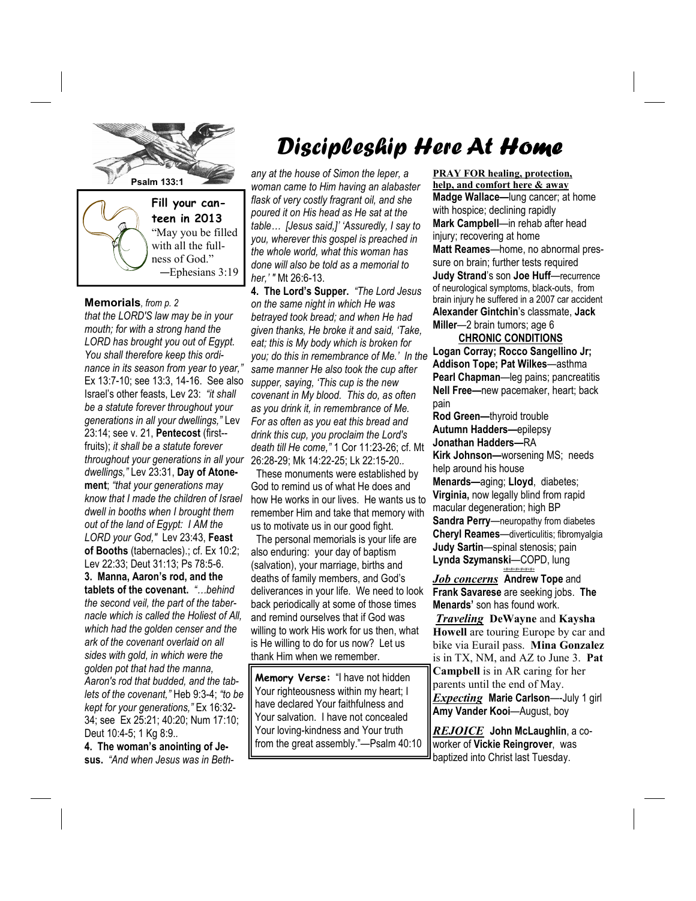# Discipleship Here At Home

**Psalm 133:1**

**Fill your canteen in 2013**

"May you be filled with all the fullness of God."
—Ephesians 3:19

**Memorials**, *from p. 2*

*that the LORD'S law may be in your mouth; for with a strong hand the LORD has brought you out of Egypt. You shall therefore keep this ordinance in its season from year to year,"* Ex 13:7-10; see 13:3, 14-16. See also Israel's other feasts, Lev 23: *"it shall be a statute forever throughout your generations in all your dwellings,"* Lev 23:14; see v. 21, **Pentecost** (first--fruits); *it shall be a statute forever throughout your generations in all your dwellings,"* Lev 23:31, **Day of Atonement**; *"that your generations may know that I made the children of Israel dwell in booths when I brought them out of the land of Egypt: I AM the LORD your God,"* Lev 23:43, **Feast of Booths** (tabernacles).; cf. Ex 10:2; Lev 22:33; Deut 31:13; Ps 78:5-6.

**3. Manna, Aaron's rod, and the tablets of the covenant.** *"…behind the second veil, the part of the tabernacle which is called the Holiest of All, which had the golden censer and the ark of the covenant overlaid on all sides with gold, in which were the golden pot that had the manna, Aaron's rod that budded, and the tablets of the covenant,"* Heb 9:3-4; *"to be kept for your generations,"* Ex 16:32-34; see Ex 25:21; 40:20; Num 17:10; Deut 10:4-5; 1 Kg 8:9..

**4. The woman's anointing of Jesus.** *"And when Jesus was in Bethany at the house of Simon the leper, a woman came to Him having an alabaster flask of very costly fragrant oil, and she poured it on His head as He sat at the table… [Jesus said,]' 'Assuredly, I say to you, wherever this gospel is preached in the whole world, what this woman has done will also be told as a memorial to her,' "* Mt 26:6-13.

**4. The Lord's Supper.** *"The Lord Jesus on the same night in which He was betrayed took bread; and when He had given thanks, He broke it and said, 'Take, eat; this is My body which is broken for you; do this in remembrance of Me.' In the same manner He also took the cup after supper, saying, 'This cup is the new covenant in My blood. This do, as often as you drink it, in remembrance of Me. For as often as you eat this bread and drink this cup, you proclaim the Lord's death till He come,"* 1 Cor 11:23-26; cf. Mt 26:28-29; Mk 14:22-25; Lk 22:15-20..

These monuments were established by God to remind us of what He does and how He works in our lives. He wants us to remember Him and take that memory with us to motivate us in our good fight.

The personal memorials is your life are also enduring: your day of baptism (salvation), your marriage, births and deaths of family members, and God's deliverances in your life. We need to look back periodically at some of those times and remind ourselves that if God was willing to work His work for us then, what is He willing to do for us now? Let us thank Him when we remember.

**Memory Verse:** "I have not hidden Your righteousness within my heart; I have declared Your faithfulness and Your salvation. I have not concealed Your loving-kindness and Your truth from the great assembly."—Psalm 40:10

**PRAY FOR healing, protection, help, and comfort here & away**

**Madge Wallace—**lung cancer; at home with hospice; declining rapidly
**Mark Campbell**—in rehab after head injury; recovering at home
**Matt Reames**—home, no abnormal pressure on brain; further tests required
**Judy Strand**'s son **Joe Huff**—recurrence of neurological symptoms, black-outs, from brain injury he suffered in a 2007 car accident
**Alexander Gintchin**'s classmate, **Jack Miller**—2 brain tumors; age 6

**CHRONIC CONDITIONS**

**Logan Corray; Rocco Sangellino Jr; Addison Tope; Pat Wilkes**—asthma
**Pearl Chapman**—leg pains; pancreatitis
**Nell Free—**new pacemaker, heart; back pain
**Rod Green—**thyroid trouble
**Autumn Hadders—**epilepsy
**Jonathan Hadders—**RA
**Kirk Johnson—**worsening MS; needs help around his house
**Menards—**aging; **Lloyd**, diabetes; **Virginia,** now legally blind from rapid macular degeneration; high BP
**Sandra Perry**—neuropathy from diabetes
**Cheryl Reames**—diverticulitis; fibromyalgia
**Judy Sartin**—spinal stenosis; pain
**Lynda Szymanski**—COPD, lung

***Job concerns*** **Andrew Tope** and **Frank Savarese** are seeking jobs. **The Menards'** son has found work.

***Traveling*** **DeWayne** and **Kaysha Howell** are touring Europe by car and bike via Eurail pass. **Mina Gonzalez** is in TX, NM, and AZ to June 3. **Pat Campbell** is in AR caring for her parents until the end of May.

***Expecting*** **Marie Carlson**—-July 1 girl
**Amy Vander Kooi**—August, boy

***REJOICE*** **John McLaughlin**, a co-worker of **Vickie Reingrover**, was baptized into Christ last Tuesday.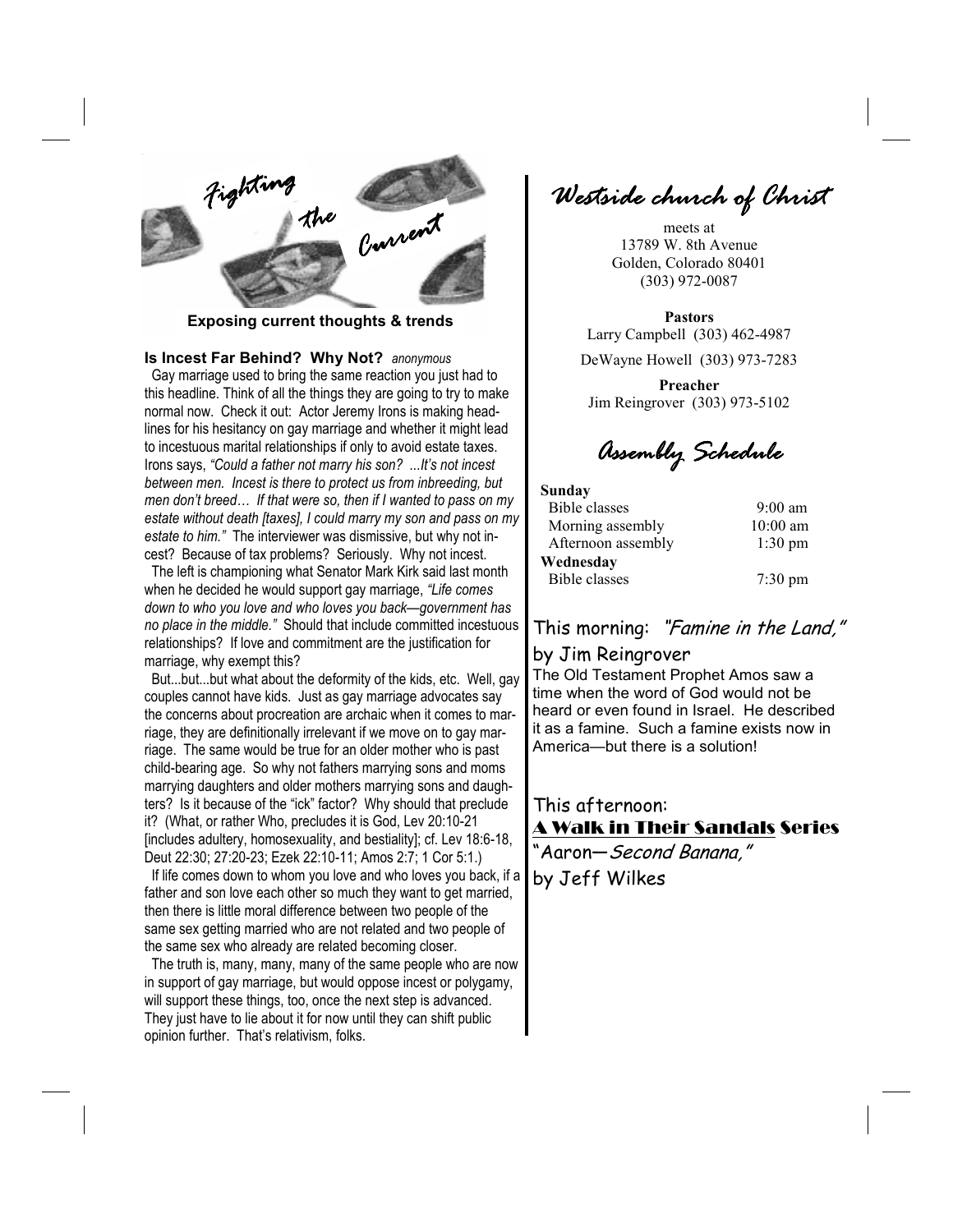Fighting the Current

**Exposing current thoughts & trends**

**Is Incest Far Behind? Why Not?** *anonymous*

Gay marriage used to bring the same reaction you just had to this headline. Think of all the things they are going to try to make normal now. Check it out: Actor Jeremy Irons is making headlines for his hesitancy on gay marriage and whether it might lead to incestuous marital relationships if only to avoid estate taxes. Irons says, *"Could a father not marry his son? ...It's not incest between men. Incest is there to protect us from inbreeding, but men don't breed… If that were so, then if I wanted to pass on my estate without death [taxes], I could marry my son and pass on my estate to him."* The interviewer was dismissive, but why not incest? Because of tax problems? Seriously. Why not incest.

The left is championing what Senator Mark Kirk said last month when he decided he would support gay marriage, *"Life comes down to who you love and who loves you back—government has no place in the middle."* Should that include committed incestuous relationships? If love and commitment are the justification for marriage, why exempt this?

But...but...but what about the deformity of the kids, etc. Well, gay couples cannot have kids. Just as gay marriage advocates say the concerns about procreation are archaic when it comes to marriage, they are definitionally irrelevant if we move on to gay marriage. The same would be true for an older mother who is past child-bearing age. So why not fathers marrying sons and moms marrying daughters and older mothers marrying sons and daughters? Is it because of the "ick" factor? Why should that preclude it? (What, or rather Who, precludes it is God, Lev 20:10-21 [includes adultery, homosexuality, and bestiality]; cf. Lev 18:6-18, Deut 22:30; 27:20-23; Ezek 22:10-11; Amos 2:7; 1 Cor 5:1.)

If life comes down to whom you love and who loves you back, if a father and son love each other so much they want to get married, then there is little moral difference between two people of the same sex getting married who are not related and two people of the same sex who already are related becoming closer.

The truth is, many, many, many of the same people who are now in support of gay marriage, but would oppose incest or polygamy, will support these things, too, once the next step is advanced. They just have to lie about it for now until they can shift public opinion further. That's relativism, folks.

# Westside church of Christ

meets at
13789 W. 8th Avenue
Golden, Colorado 80401
(303) 972-0087

**Pastors**
Larry Campbell (303) 462-4987
DeWayne Howell (303) 973-7283

**Preacher**
Jim Reingrover (303) 973-5102

## Assembly Schedule

| | |
|---|---|
| **Sunday** | |
| Bible classes | 9:00 am |
| Morning assembly | 10:00 am |
| Afternoon assembly | 1:30 pm |
| **Wednesday** | |
| Bible classes | 7:30 pm |

### This morning: *"Famine in the Land,"* by Jim Reingrover

The Old Testament Prophet Amos saw a time when the word of God would not be heard or even found in Israel. He described it as a famine. Such a famine exists now in America—but there is a solution!

### This afternoon: A Walk in Their Sandals Series

"Aaron—*Second Banana,"* by Jeff Wilkes